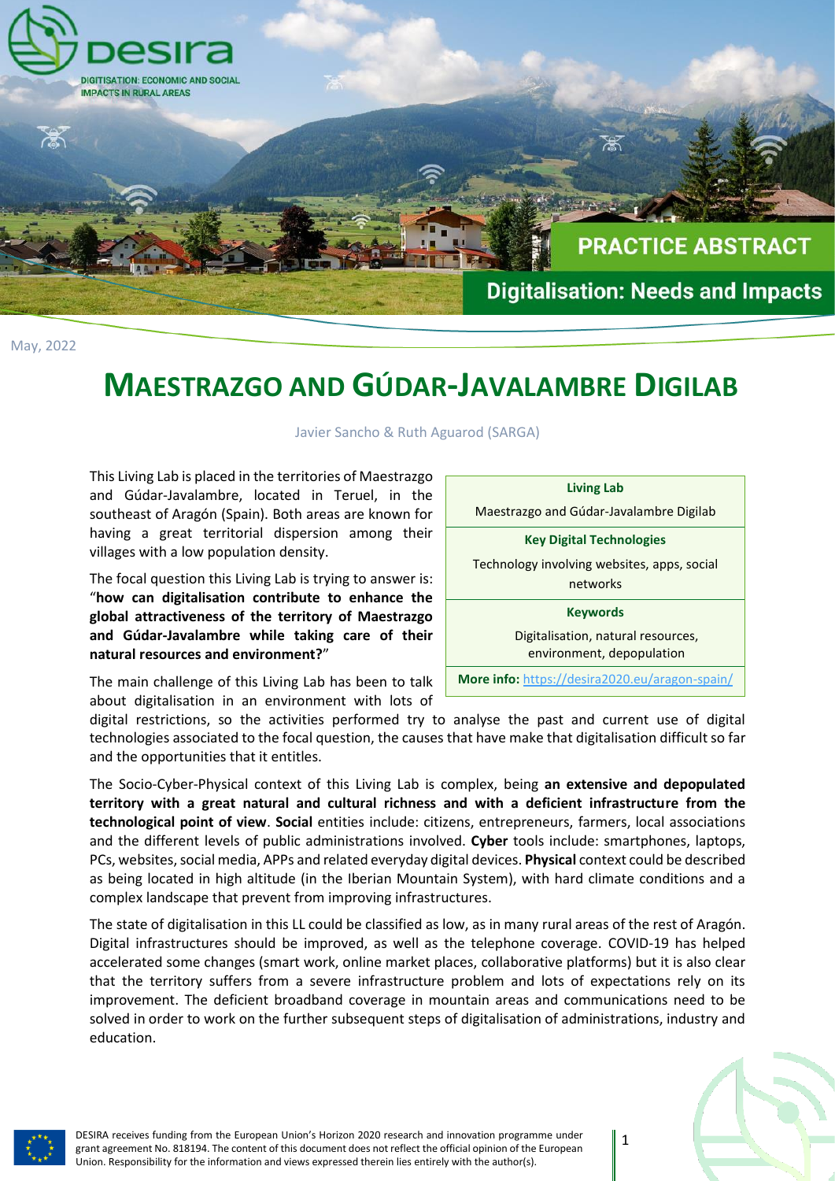desira

DIGITISATION: ECONOMIC AND SOCIAL IMPACTS IN RURAL AREAS

PRACTICE ABSTRACT

Digitalisation: Needs and Impacts

May, 2022

# MAESTRAZGO AND GÚDAR-JAVALAMBRE DIGILAB

Javier Sancho & Ruth Aguarod (SARGA)

| Living Lab |
| --- |
| Maestrazgo and Gúdar-Javalambre Digilab |
| **Key Digital Technologies** |
| Technology involving websites, apps, social networks |
| **Keywords** |
| Digitalisation, natural resources, environment, depopulation |
| **More info:** https://desira2020.eu/aragon-spain/ |

This Living Lab is placed in the territories of Maestrazgo and Gúdar-Javalambre, located in Teruel, in the southeast of Aragón (Spain). Both areas are known for having a great territorial dispersion among their villages with a low population density.

The focal question this Living Lab is trying to answer is: "**how can digitalisation contribute to enhance the global attractiveness of the territory of Maestrazgo and Gúdar-Javalambre while taking care of their natural resources and environment?**"

The main challenge of this Living Lab has been to talk about digitalisation in an environment with lots of digital restrictions, so the activities performed try to analyse the past and current use of digital technologies associated to the focal question, the causes that have make that digitalisation difficult so far and the opportunities that it entitles.

The Socio-Cyber-Physical context of this Living Lab is complex, being **an extensive and depopulated territory with a great natural and cultural richness and with a deficient infrastructure from the technological point of view**. **Social** entities include: citizens, entrepreneurs, farmers, local associations and the different levels of public administrations involved. **Cyber** tools include: smartphones, laptops, PCs, websites, social media, APPs and related everyday digital devices. **Physical** context could be described as being located in high altitude (in the Iberian Mountain System), with hard climate conditions and a complex landscape that prevent from improving infrastructures.

The state of digitalisation in this LL could be classified as low, as in many rural areas of the rest of Aragón. Digital infrastructures should be improved, as well as the telephone coverage. COVID-19 has helped accelerated some changes (smart work, online market places, collaborative platforms) but it is also clear that the territory suffers from a severe infrastructure problem and lots of expectations rely on its improvement. The deficient broadband coverage in mountain areas and communications need to be solved in order to work on the further subsequent steps of digitalisation of administrations, industry and education.

DESIRA receives funding from the European Union's Horizon 2020 research and innovation programme under grant agreement No. 818194. The content of this document does not reflect the official opinion of the European Union. Responsibility for the information and views expressed therein lies entirely with the author(s).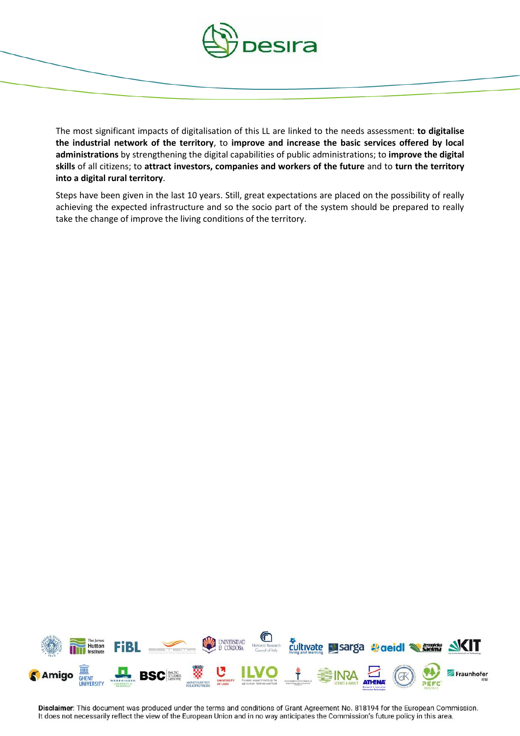The most significant impacts of digitalisation of this LL are linked to the needs assessment: **to digitalise the industrial network of the territory**, to **improve and increase the basic services offered by local administrations** by strengthening the digital capabilities of public administrations; to **improve the digital skills** of all citizens; to **attract investors, companies and workers of the future** and to **turn the territory into a digital rural territory**.

Steps have been given in the last 10 years. Still, great expectations are placed on the possibility of really achieving the expected infrastructure and so the socio part of the system should be prepared to really take the change of improve the living conditions of the territory.